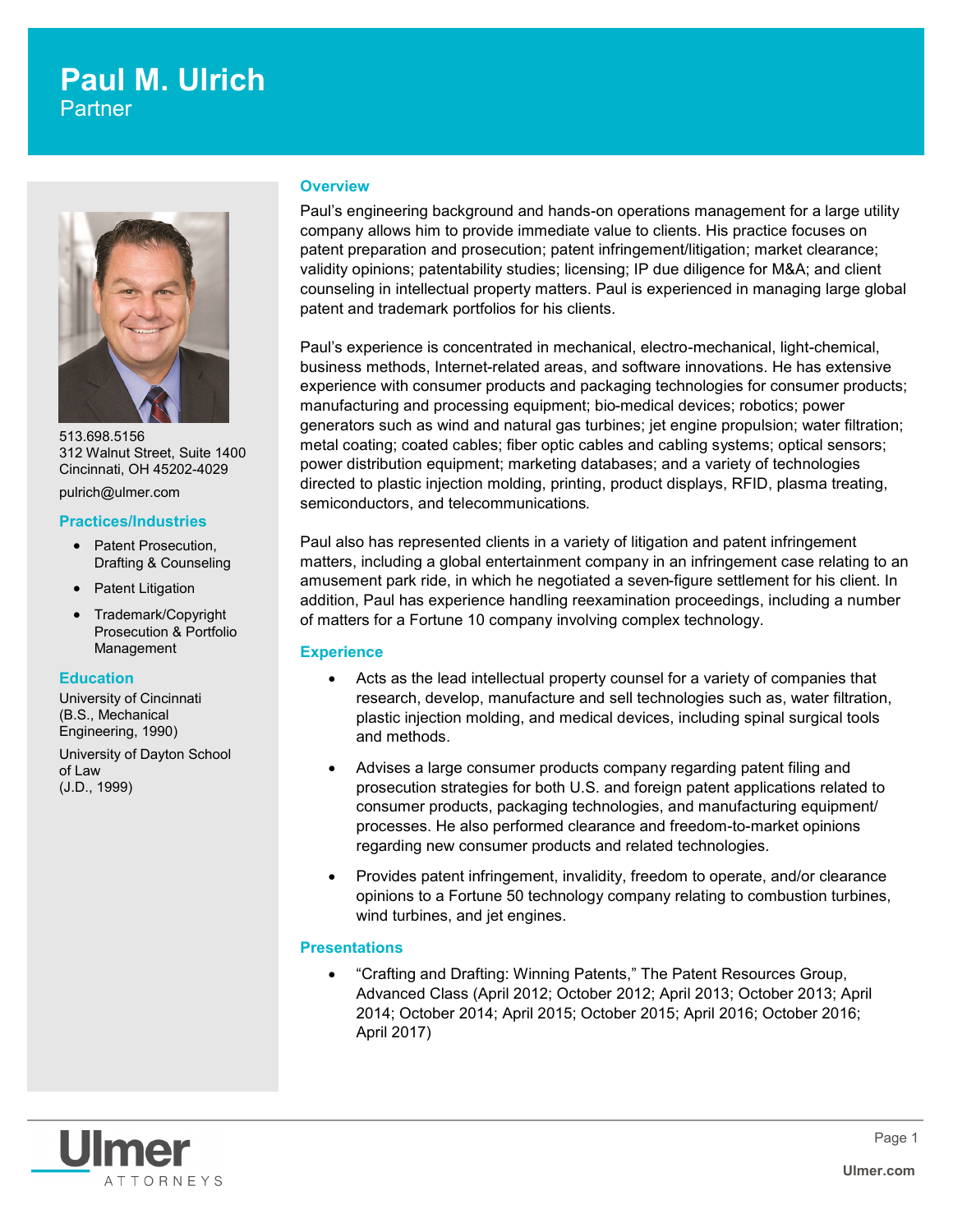# Paul M. Ulrich

Partner

513.698.5156
312 Walnut Street, Suite 1400
Cincinnati, OH 45202-4029

pulrich@ulmer.com

## Practices/Industries

- Patent Prosecution, Drafting & Counseling
- Patent Litigation
- Trademark/Copyright Prosecution & Portfolio Management

## Education

University of Cincinnati
(B.S., Mechanical Engineering, 1990)

University of Dayton School of Law
(J.D., 1999)

## Overview

Paul's engineering background and hands-on operations management for a large utility company allows him to provide immediate value to clients. His practice focuses on patent preparation and prosecution; patent infringement/litigation; market clearance; validity opinions; patentability studies; licensing; IP due diligence for M&A; and client counseling in intellectual property matters. Paul is experienced in managing large global patent and trademark portfolios for his clients.

Paul's experience is concentrated in mechanical, electro-mechanical, light-chemical, business methods, Internet-related areas, and software innovations. He has extensive experience with consumer products and packaging technologies for consumer products; manufacturing and processing equipment; bio-medical devices; robotics; power generators such as wind and natural gas turbines; jet engine propulsion; water filtration; metal coating; coated cables; fiber optic cables and cabling systems; optical sensors; power distribution equipment; marketing databases; and a variety of technologies directed to plastic injection molding, printing, product displays, RFID, plasma treating, semiconductors, and telecommunications.

Paul also has represented clients in a variety of litigation and patent infringement matters, including a global entertainment company in an infringement case relating to an amusement park ride, in which he negotiated a seven-figure settlement for his client. In addition, Paul has experience handling reexamination proceedings, including a number of matters for a Fortune 10 company involving complex technology.

## Experience

- Acts as the lead intellectual property counsel for a variety of companies that research, develop, manufacture and sell technologies such as, water filtration, plastic injection molding, and medical devices, including spinal surgical tools and methods.
- Advises a large consumer products company regarding patent filing and prosecution strategies for both U.S. and foreign patent applications related to consumer products, packaging technologies, and manufacturing equipment/ processes. He also performed clearance and freedom-to-market opinions regarding new consumer products and related technologies.
- Provides patent infringement, invalidity, freedom to operate, and/or clearance opinions to a Fortune 50 technology company relating to combustion turbines, wind turbines, and jet engines.

## Presentations

- "Crafting and Drafting: Winning Patents," The Patent Resources Group, Advanced Class (April 2012; October 2012; April 2013; October 2013; April 2014; October 2014; April 2015; October 2015; April 2016; October 2016; April 2017)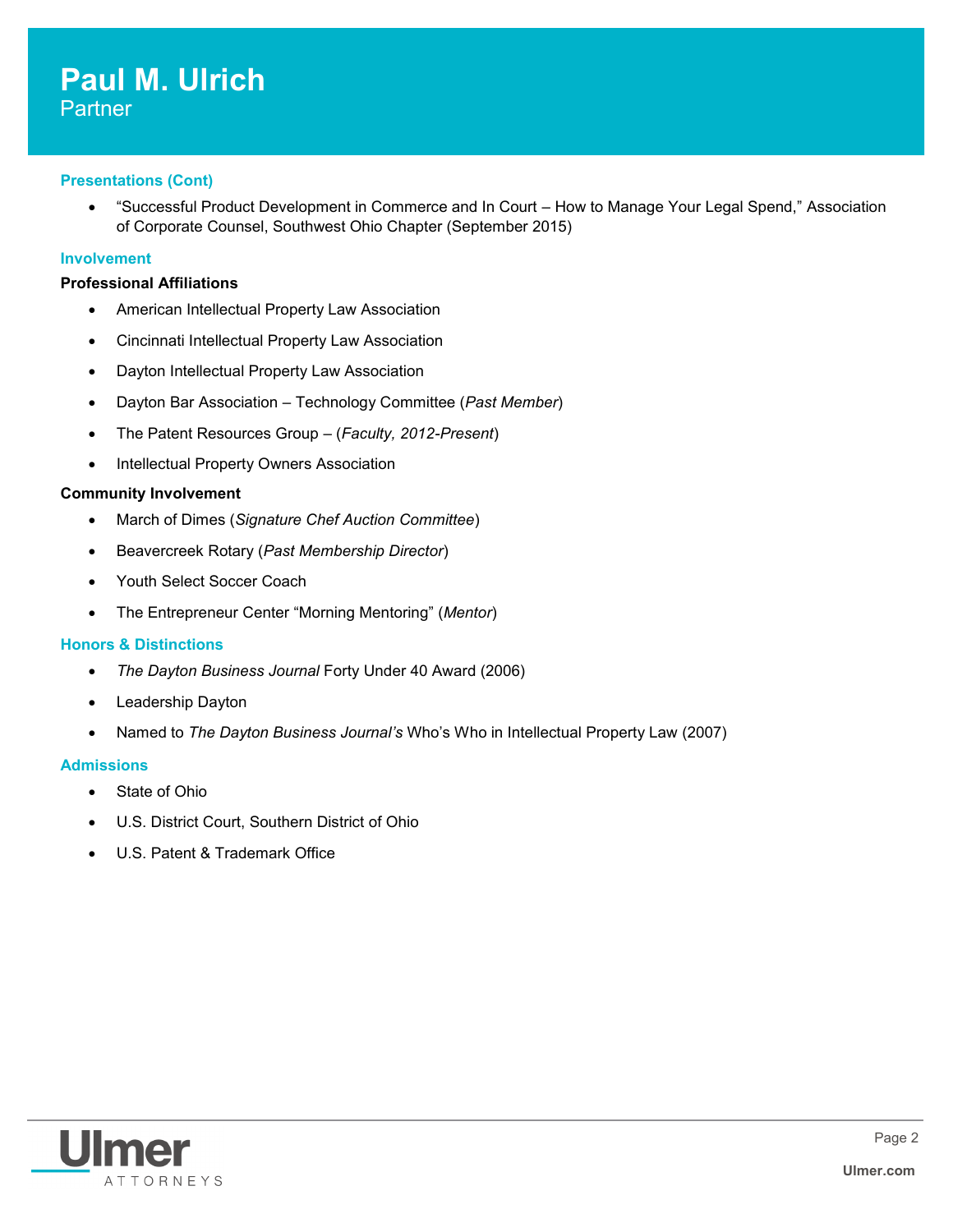# Paul M. Ulrich

Partner

## Presentations (Cont)

- "Successful Product Development in Commerce and In Court – How to Manage Your Legal Spend," Association of Corporate Counsel, Southwest Ohio Chapter (September 2015)

## Involvement

**Professional Affiliations**

- American Intellectual Property Law Association
- Cincinnati Intellectual Property Law Association
- Dayton Intellectual Property Law Association
- Dayton Bar Association – Technology Committee (*Past Member*)
- The Patent Resources Group – (*Faculty, 2012-Present*)
- Intellectual Property Owners Association

**Community Involvement**

- March of Dimes (*Signature Chef Auction Committee*)
- Beavercreek Rotary (*Past Membership Director*)
- Youth Select Soccer Coach
- The Entrepreneur Center "Morning Mentoring" (*Mentor*)

## Honors & Distinctions

- *The Dayton Business Journal* Forty Under 40 Award (2006)
- Leadership Dayton
- Named to *The Dayton Business Journal's* Who's Who in Intellectual Property Law (2007)

## Admissions

- State of Ohio
- U.S. District Court, Southern District of Ohio
- U.S. Patent & Trademark Office